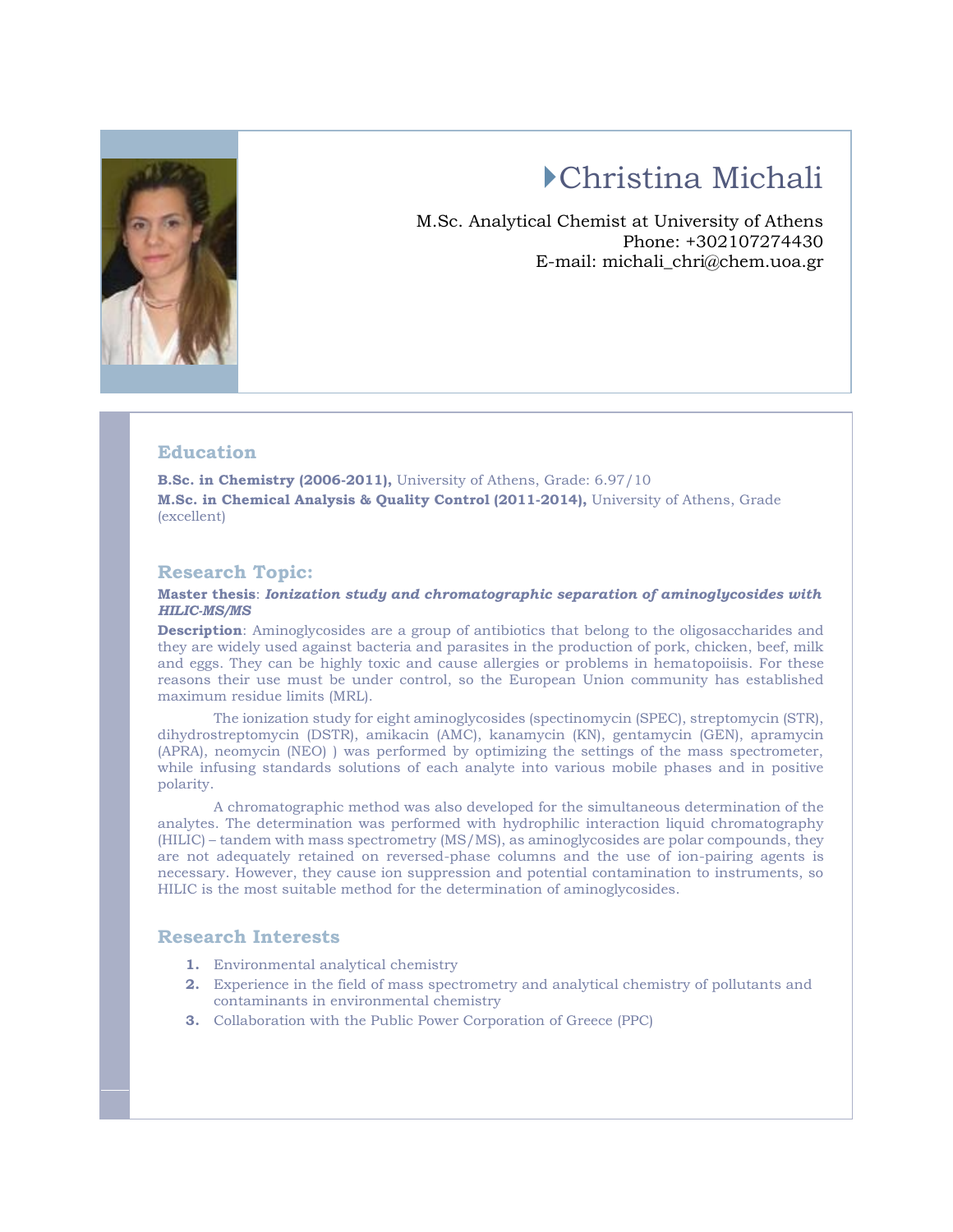# Christina Michali

M.Sc. Analytical Chemist at University of Athens
Phone: +302107274430
E-mail: michali_chri@chem.uoa.gr

## Education

**B.Sc. in Chemistry (2006-2011),** University of Athens, Grade: 6.97/10
**M.Sc. in Chemical Analysis & Quality Control (2011-2014),** University of Athens, Grade (excellent)

## Research Topic:

**Master thesis**: ***Ionization study and chromatographic separation of aminoglycosides with HILIC-MS/MS***

**Description**: Aminoglycosides are a group of antibiotics that belong to the oligosaccharides and they are widely used against bacteria and parasites in the production of pork, chicken, beef, milk and eggs. They can be highly toxic and cause allergies or problems in hematopoiisis. For these reasons their use must be under control, so the European Union community has established maximum residue limits (MRL).

The ionization study for eight aminoglycosides (spectinomycin (SPEC), streptomycin (STR), dihydrostreptomycin (DSTR), amikacin (AMC), kanamycin (KN), gentamycin (GEN), apramycin (APRA), neomycin (NEO) ) was performed by optimizing the settings of the mass spectrometer, while infusing standards solutions of each analyte into various mobile phases and in positive polarity.

A chromatographic method was also developed for the simultaneous determination of the analytes. The determination was performed with hydrophilic interaction liquid chromatography (HILIC) – tandem with mass spectrometry (MS/MS), as aminoglycosides are polar compounds, they are not adequately retained on reversed-phase columns and the use of ion-pairing agents is necessary. However, they cause ion suppression and potential contamination to instruments, so HILIC is the most suitable method for the determination of aminoglycosides.

## Research Interests

1. Environmental analytical chemistry
2. Experience in the field of mass spectrometry and analytical chemistry of pollutants and contaminants in environmental chemistry
3. Collaboration with the Public Power Corporation of Greece (PPC)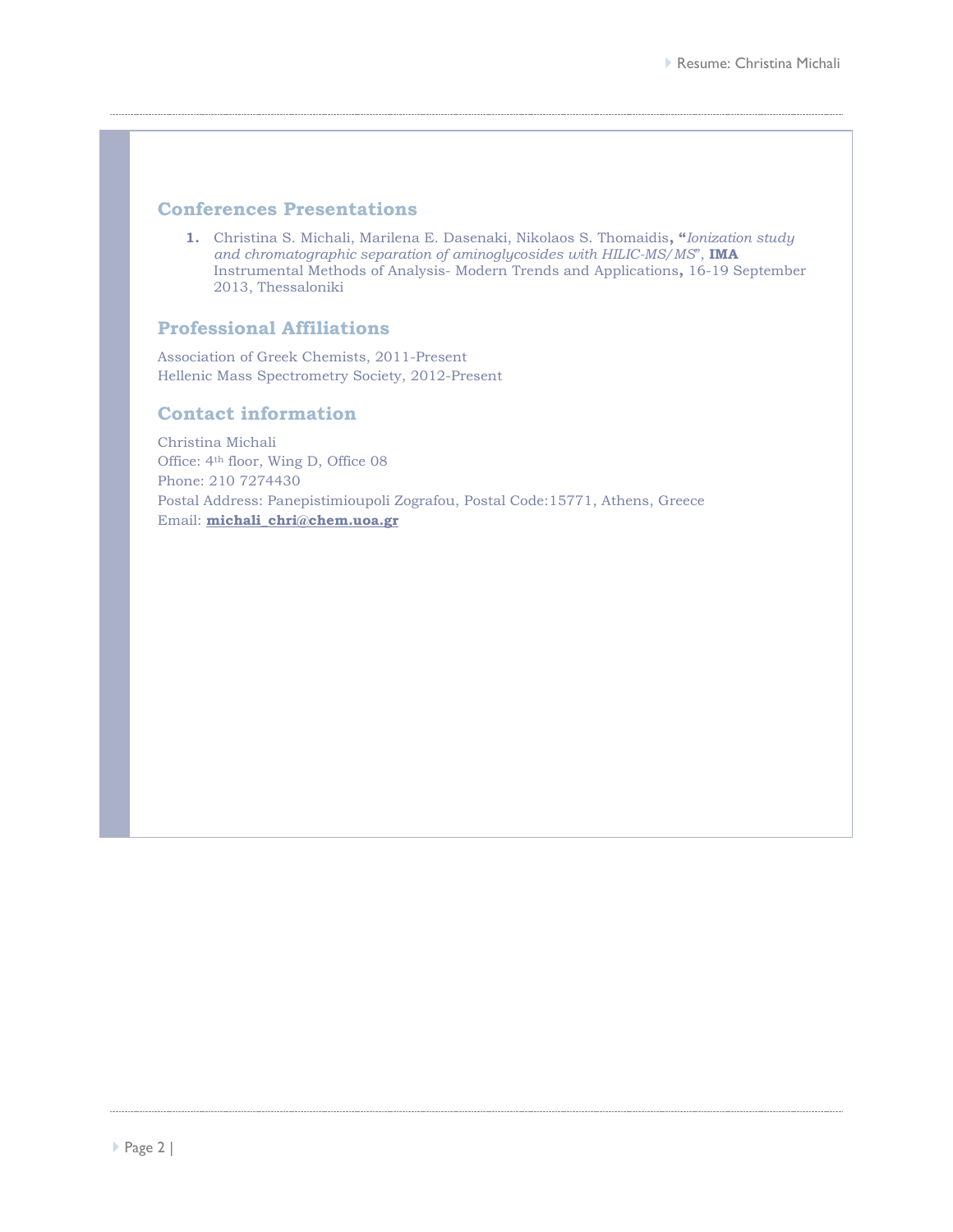## Conferences Presentations

1. Christina S. Michali, Marilena E. Dasenaki, Nikolaos S. Thomaidis, "*Ionization study and chromatographic separation of aminoglycosides with HILIC-MS/MS*", **IMA** Instrumental Methods of Analysis- Modern Trends and Applications, 16-19 September 2013, Thessaloniki

## Professional Affiliations

Association of Greek Chemists, 2011-Present
Hellenic Mass Spectrometry Society, 2012-Present

## Contact information

Christina Michali
Office: 4th floor, Wing D, Office 08
Phone: 210 7274430
Postal Address: Panepistimioupoli Zografou, Postal Code:15771, Athens, Greece
Email: **michali_chri@chem.uoa.gr**